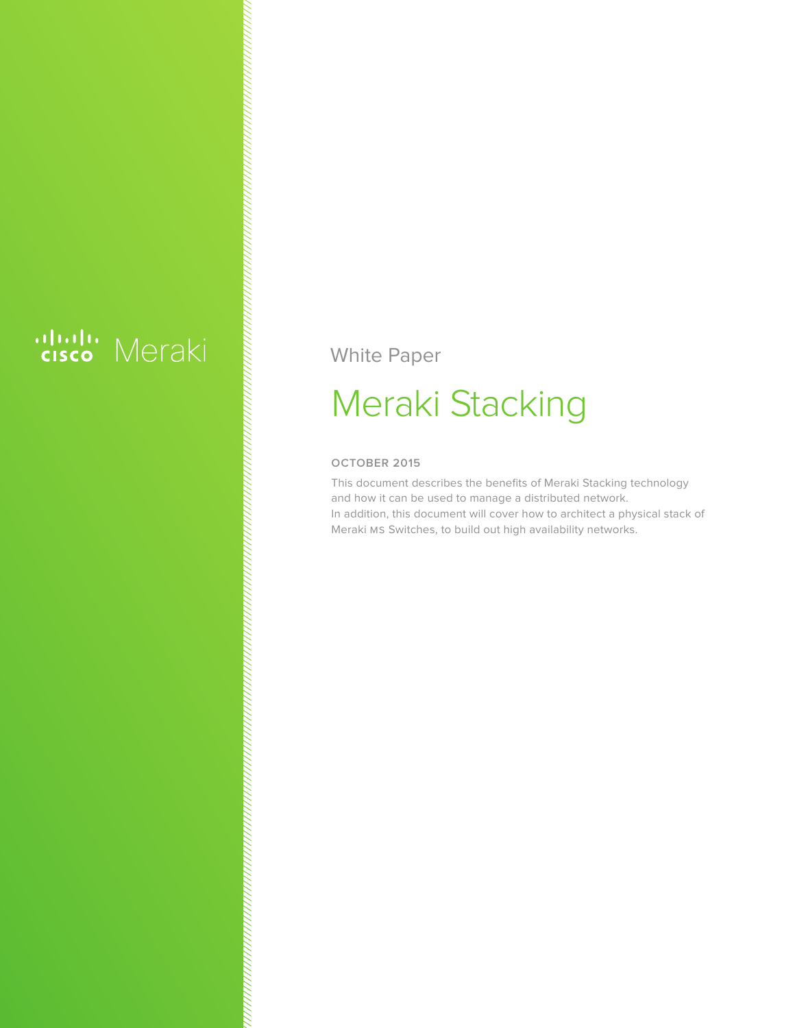cisco Meraki

White Paper

# Meraki Stacking

**OCTOBER 2015**

This document describes the benefits of Meraki Stacking technology and how it can be used to manage a distributed network.
In addition, this document will cover how to architect a physical stack of Meraki MS Switches, to build out high availability networks.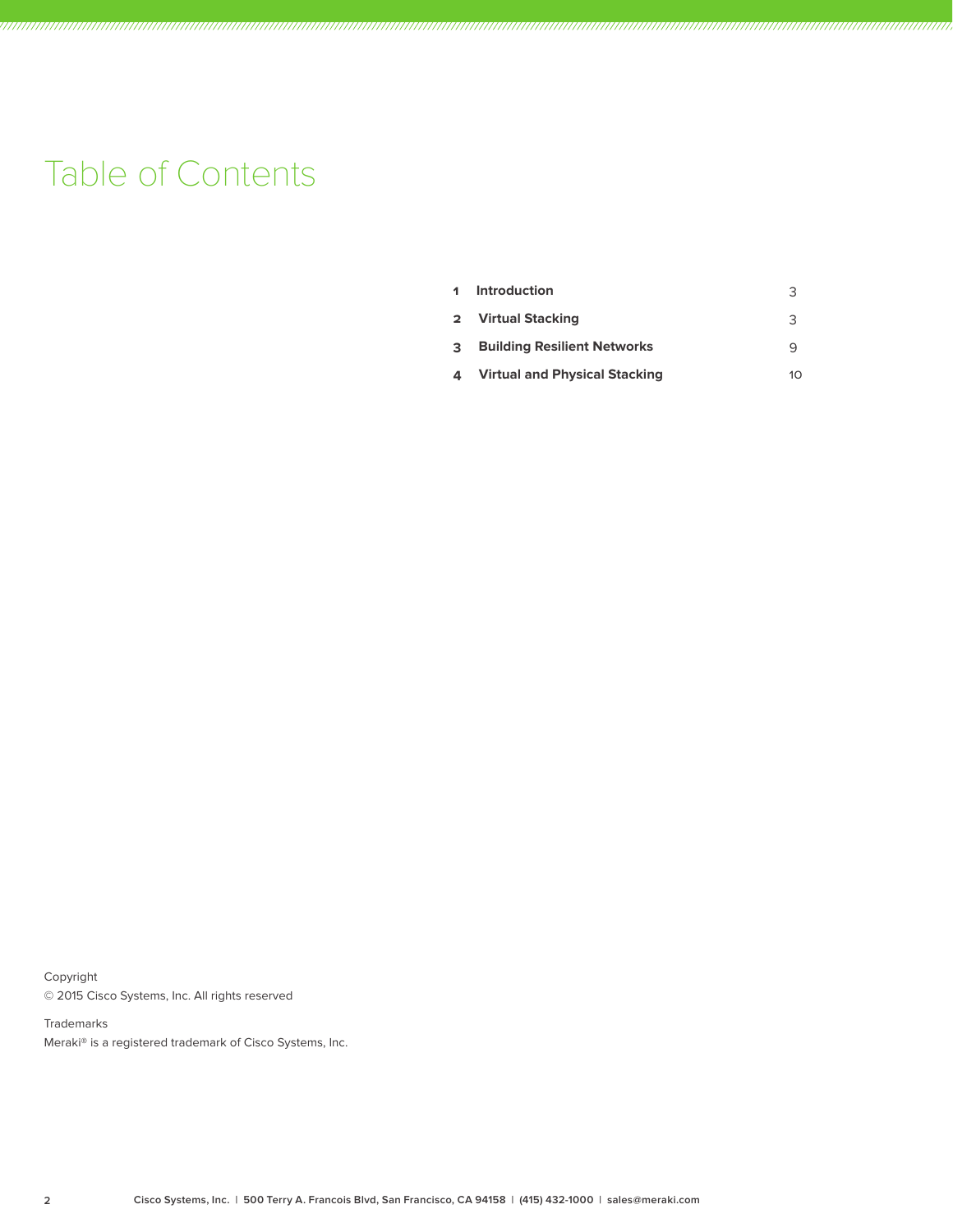# Table of Contents

| | | |
|---|---|---|
| **1** | **Introduction** | 3 |
| **2** | **Virtual Stacking** | 3 |
| **3** | **Building Resilient Networks** | 9 |
| **4** | **Virtual and Physical Stacking** | 10 |

Copyright
© 2015 Cisco Systems, Inc. All rights reserved

Trademarks
Meraki® is a registered trademark of Cisco Systems, Inc.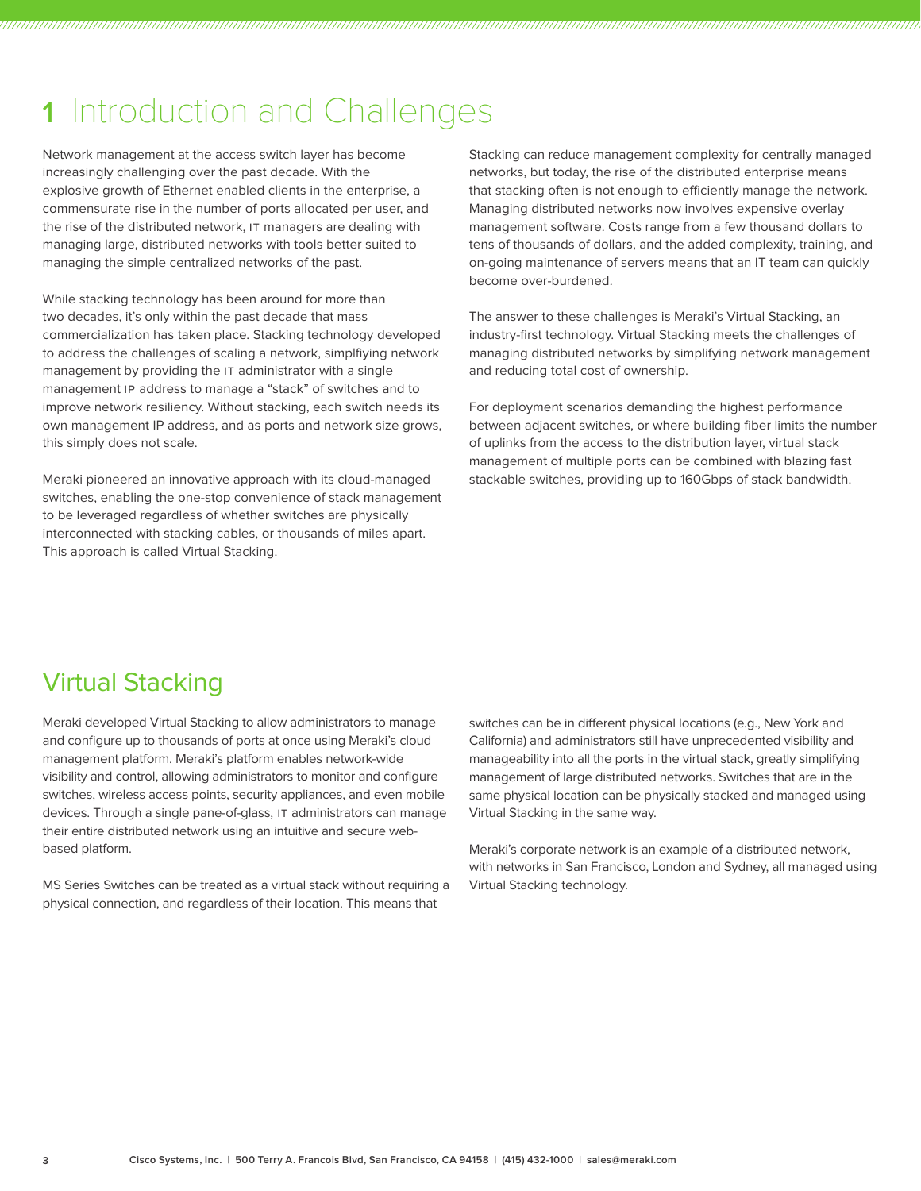# 1 Introduction and Challenges

Network management at the access switch layer has become increasingly challenging over the past decade. With the explosive growth of Ethernet enabled clients in the enterprise, a commensurate rise in the number of ports allocated per user, and the rise of the distributed network, IT managers are dealing with managing large, distributed networks with tools better suited to managing the simple centralized networks of the past.

While stacking technology has been around for more than two decades, it's only within the past decade that mass commercialization has taken place. Stacking technology developed to address the challenges of scaling a network, simplfiying network management by providing the IT administrator with a single management IP address to manage a "stack" of switches and to improve network resiliency. Without stacking, each switch needs its own management IP address, and as ports and network size grows, this simply does not scale.

Meraki pioneered an innovative approach with its cloud-managed switches, enabling the one-stop convenience of stack management to be leveraged regardless of whether switches are physically interconnected with stacking cables, or thousands of miles apart. This approach is called Virtual Stacking.

Stacking can reduce management complexity for centrally managed networks, but today, the rise of the distributed enterprise means that stacking often is not enough to efficiently manage the network. Managing distributed networks now involves expensive overlay management software. Costs range from a few thousand dollars to tens of thousands of dollars, and the added complexity, training, and on-going maintenance of servers means that an IT team can quickly become over-burdened.

The answer to these challenges is Meraki's Virtual Stacking, an industry-first technology. Virtual Stacking meets the challenges of managing distributed networks by simplifying network management and reducing total cost of ownership.

For deployment scenarios demanding the highest performance between adjacent switches, or where building fiber limits the number of uplinks from the access to the distribution layer, virtual stack management of multiple ports can be combined with blazing fast stackable switches, providing up to 160Gbps of stack bandwidth.

## Virtual Stacking

Meraki developed Virtual Stacking to allow administrators to manage and configure up to thousands of ports at once using Meraki's cloud management platform. Meraki's platform enables network-wide visibility and control, allowing administrators to monitor and configure switches, wireless access points, security appliances, and even mobile devices. Through a single pane-of-glass, IT administrators can manage their entire distributed network using an intuitive and secure web-based platform.

MS Series Switches can be treated as a virtual stack without requiring a physical connection, and regardless of their location. This means that switches can be in different physical locations (e.g., New York and California) and administrators still have unprecedented visibility and manageability into all the ports in the virtual stack, greatly simplifying management of large distributed networks. Switches that are in the same physical location can be physically stacked and managed using Virtual Stacking in the same way.

Meraki's corporate network is an example of a distributed network, with networks in San Francisco, London and Sydney, all managed using Virtual Stacking technology.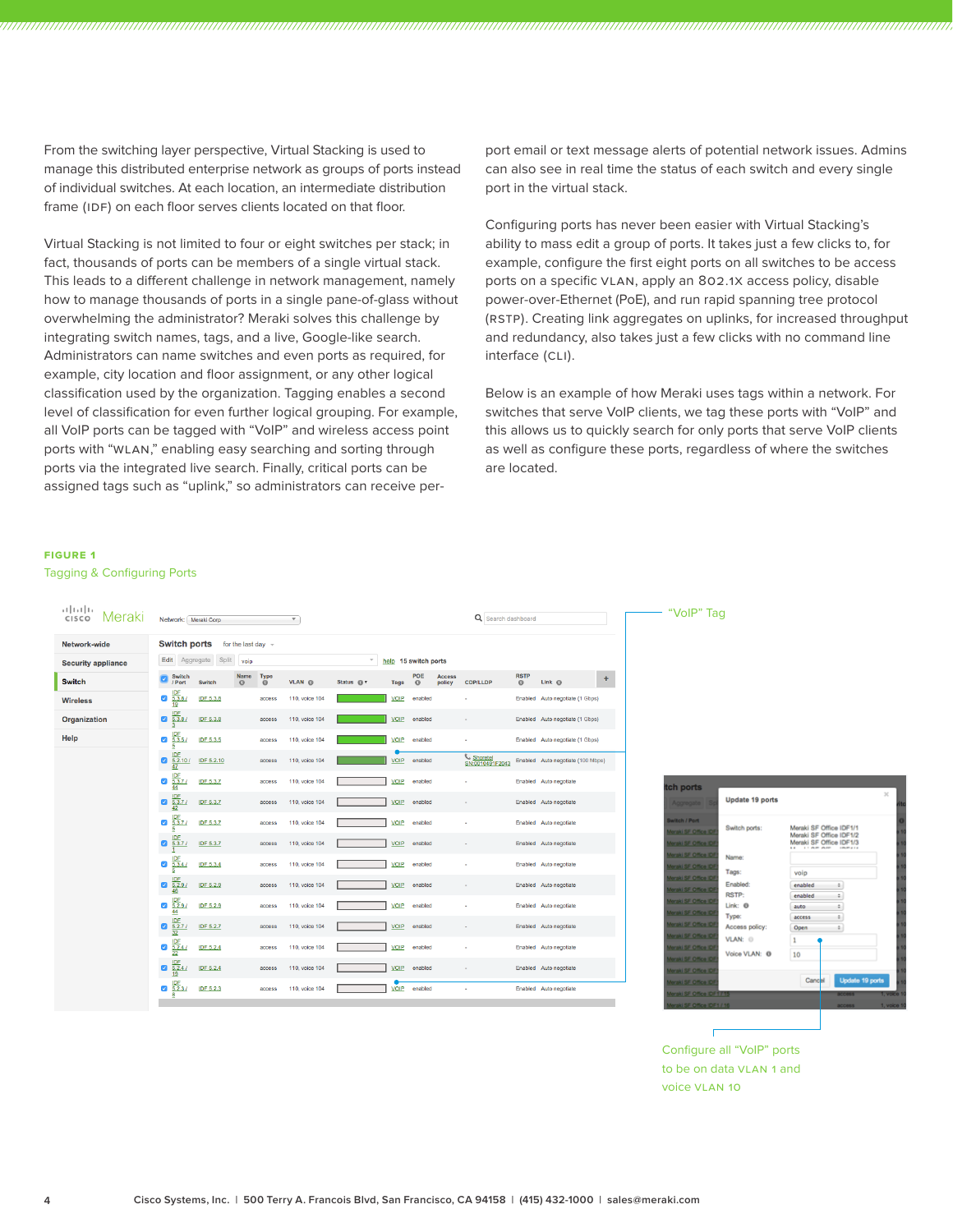From the switching layer perspective, Virtual Stacking is used to manage this distributed enterprise network as groups of ports instead of individual switches. At each location, an intermediate distribution frame (IDF) on each floor serves clients located on that floor.

Virtual Stacking is not limited to four or eight switches per stack; in fact, thousands of ports can be members of a single virtual stack. This leads to a different challenge in network management, namely how to manage thousands of ports in a single pane-of-glass without overwhelming the administrator? Meraki solves this challenge by integrating switch names, tags, and a live, Google-like search. Administrators can name switches and even ports as required, for example, city location and floor assignment, or any other logical classification used by the organization. Tagging enables a second level of classification for even further logical grouping. For example, all VoIP ports can be tagged with "VoIP" and wireless access point ports with "WLAN," enabling easy searching and sorting through ports via the integrated live search. Finally, critical ports can be assigned tags such as "uplink," so administrators can receive per-port email or text message alerts of potential network issues. Admins can also see in real time the status of each switch and every single port in the virtual stack.

Configuring ports has never been easier with Virtual Stacking's ability to mass edit a group of ports. It takes just a few clicks to, for example, configure the first eight ports on all switches to be access ports on a specific VLAN, apply an 802.1X access policy, disable power-over-Ethernet (PoE), and run rapid spanning tree protocol (RSTP). Creating link aggregates on uplinks, for increased throughput and redundancy, also takes just a few clicks with no command line interface (CLI).

Below is an example of how Meraki uses tags within a network. For switches that serve VoIP clients, we tag these ports with "VoIP" and this allows us to quickly search for only ports that serve VoIP clients as well as configure these ports, regardless of where the switches are located.

**FIGURE 1**

Tagging & Configuring Ports

"VoIP" Tag

Configure all "VoIP" ports to be on data VLAN 1 and voice VLAN 10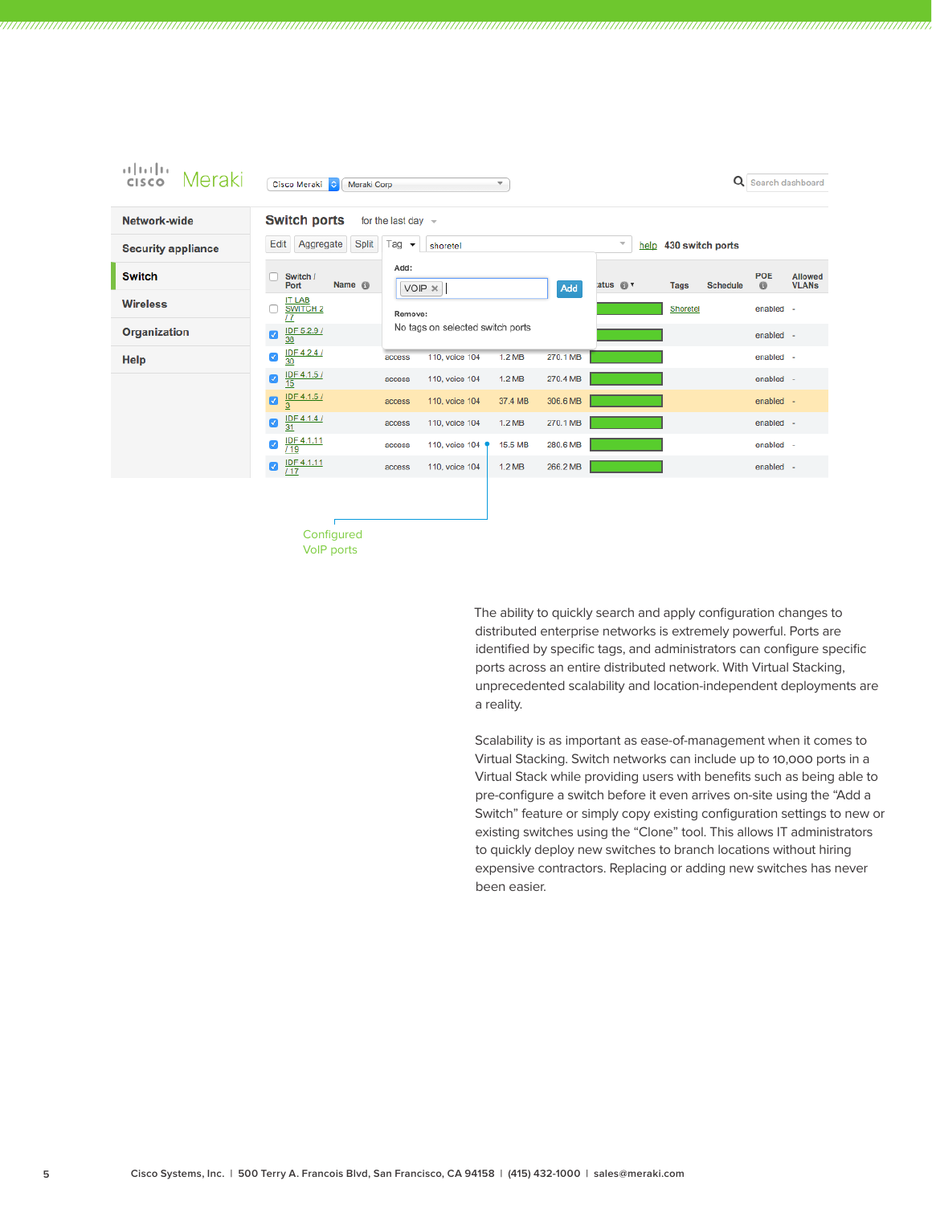Configured VoIP ports

The ability to quickly search and apply configuration changes to distributed enterprise networks is extremely powerful. Ports are identified by specific tags, and administrators can configure specific ports across an entire distributed network. With Virtual Stacking, unprecedented scalability and location-independent deployments are a reality.

Scalability is as important as ease-of-management when it comes to Virtual Stacking. Switch networks can include up to 10,000 ports in a Virtual Stack while providing users with benefits such as being able to pre-configure a switch before it even arrives on-site using the “Add a Switch” feature or simply copy existing configuration settings to new or existing switches using the “Clone” tool. This allows IT administrators to quickly deploy new switches to branch locations without hiring expensive contractors. Replacing or adding new switches has never been easier.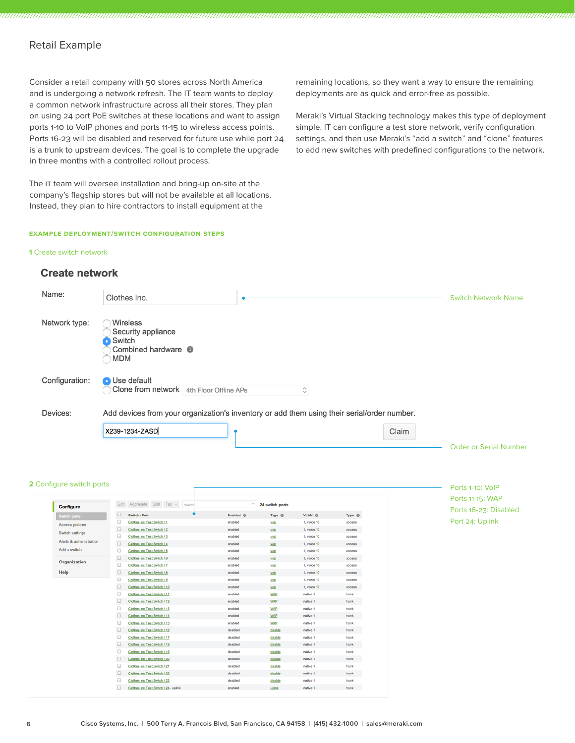## Retail Example

Consider a retail company with 50 stores across North America and is undergoing a network refresh. The IT team wants to deploy a common network infrastructure across all their stores. They plan on using 24 port PoE switches at these locations and want to assign ports 1-10 to VoIP phones and ports 11-15 to wireless access points. Ports 16-23 will be disabled and reserved for future use while port 24 is a trunk to upstream devices. The goal is to complete the upgrade in three months with a controlled rollout process.

The IT team will oversee installation and bring-up on-site at the company's flagship stores but will not be available at all locations. Instead, they plan to hire contractors to install equipment at the remaining locations, so they want a way to ensure the remaining deployments are as quick and error-free as possible.

Meraki's Virtual Stacking technology makes this type of deployment simple. IT can configure a test store network, verify configuration settings, and then use Meraki's "add a switch" and "clone" features to add new switches with predefined configurations to the network.

### EXAMPLE DEPLOYMENT/SWITCH CONFIGURATION STEPS

**1** Create switch network

**Create network**

Name: Clothes Inc. — Switch Network Name

Network type:
- Wireless
- Security appliance
- Switch (selected)
- Combined hardware
- MDM

Configuration:
- Use default (selected)
- Clone from network: 4th Floor Offline APs

Devices: Add devices from your organization's inventory or add them using their serial/order number.

X239-1234-ZASD — Claim — Order or Serial Number

**2** Configure switch ports

- Ports 1-10: VoIP
- Ports 11-15: WAP
- Ports 16-23: Disabled
- Port 24: Uplink

Configure: Switch ports, Access policies, Switch settings, Alerts & administration, Add a switch

Organization

Help

Edit | Aggregate | Split | Tag — 24 switch ports

| Switch / Port | Enabled | Tags | VLAN | Type |
|---|---|---|---|---|
| Clothes Inc Test Switch / 1 | enabled | voip | 1, voice 10 | access |
| Clothes Inc Test Switch / 2 | enabled | voip | 1, voice 10 | access |
| Clothes Inc Test Switch / 3 | enabled | voip | 1, voice 10 | access |
| Clothes Inc Test Switch / 4 | enabled | voip | 1, voice 10 | access |
| Clothes Inc Test Switch / 5 | enabled | voip | 1, voice 10 | access |
| Clothes Inc Test Switch / 6 | enabled | voip | 1, voice 10 | access |
| Clothes Inc Test Switch / 7 | enabled | voip | 1, voice 10 | access |
| Clothes Inc Test Switch / 8 | enabled | voip | 1, voice 10 | access |
| Clothes Inc Test Switch / 9 | enabled | voip | 1, voice 10 | access |
| Clothes Inc Test Switch / 10 | enabled | voip | 1, voice 10 | access |
| Clothes Inc Test Switch / 11 | enabled | WAP | native 1 | trunk |
| Clothes Inc Test Switch / 12 | enabled | WAP | native 1 | trunk |
| Clothes Inc Test Switch / 13 | enabled | WAP | native 1 | trunk |
| Clothes Inc Test Switch / 14 | enabled | WAP | native 1 | trunk |
| Clothes Inc Test Switch / 15 | enabled | WAP | native 1 | trunk |
| Clothes Inc Test Switch / 16 | disabled | disable | native 1 | trunk |
| Clothes Inc Test Switch / 17 | disabled | disable | native 1 | trunk |
| Clothes Inc Test Switch / 18 | disabled | disable | native 1 | trunk |
| Clothes Inc Test Switch / 19 | disabled | disable | native 1 | trunk |
| Clothes Inc Test Switch / 20 | disabled | disable | native 1 | trunk |
| Clothes Inc Test Switch / 21 | disabled | disable | native 1 | trunk |
| Clothes Inc Test Switch / 22 | disabled | disable | native 1 | trunk |
| Clothes Inc Test Switch / 23 | disabled | disable | native 1 | trunk |
| Clothes Inc Test Switch / 24 - uplink | enabled | uplink | native 1 | trunk |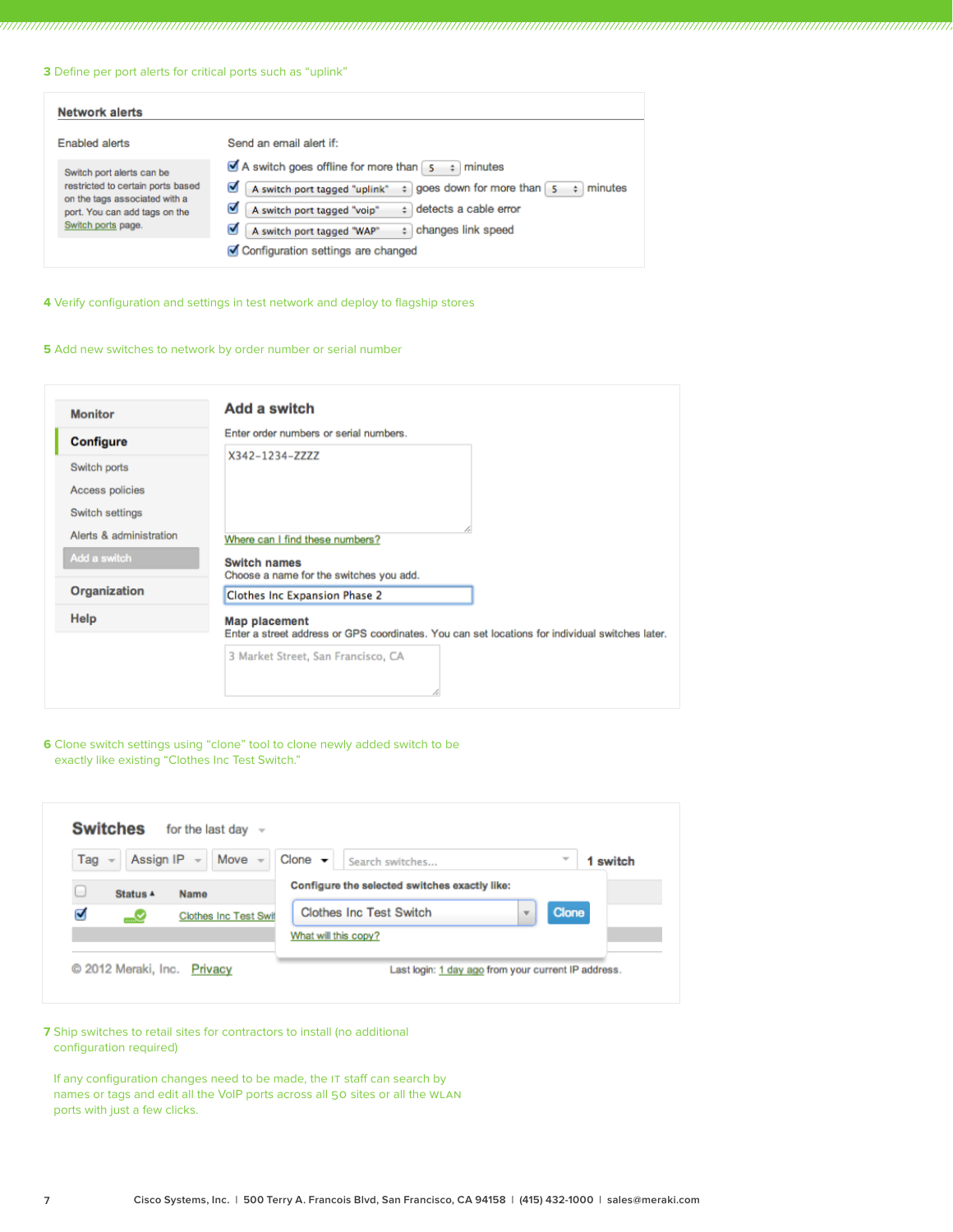**3** Define per port alerts for critical ports such as "uplink"

**Network alerts**

Enabled alerts

Switch port alerts can be restricted to certain ports based on the tags associated with a port. You can add tags on the Switch ports page.

Send an email alert if:

- ☑ A switch goes offline for more than 5 minutes
- ☑ A switch port tagged "uplink" goes down for more than 5 minutes
- ☑ A switch port tagged "voip" detects a cable error
- ☑ A switch port tagged "WAP" changes link speed
- ☑ Configuration settings are changed

**4** Verify configuration and settings in test network and deploy to flagship stores

**5** Add new switches to network by order number or serial number

Monitor
**Configure**
Switch ports
Access policies
Switch settings
Alerts & administration
Add a switch
Organization
Help

**Add a switch**

Enter order numbers or serial numbers.

```
X342-1234-ZZZZ
```

Where can I find these numbers?

**Switch names**
Choose a name for the switches you add.

Clothes Inc Expansion Phase 2

**Map placement**
Enter a street address or GPS coordinates. You can set locations for individual switches later.

3 Market Street, San Francisco, CA

**6** Clone switch settings using "clone" tool to clone newly added switch to be exactly like existing "Clothes Inc Test Switch."

**Switches** for the last day

Tag | Assign IP | Move | Clone | Search switches... | **1 switch**

**Configure the selected switches exactly like:**

Clothes Inc Test Switch | Clone

What will this copy?

| | Status | Name |
|---|---|---|
| ☑ | ✓ | Clothes Inc Test Swi |

© 2012 Meraki, Inc. Privacy

Last login: 1 day ago from your current IP address.

**7** Ship switches to retail sites for contractors to install (no additional configuration required)

If any configuration changes need to be made, the IT staff can search by names or tags and edit all the VoIP ports across all 50 sites or all the WLAN ports with just a few clicks.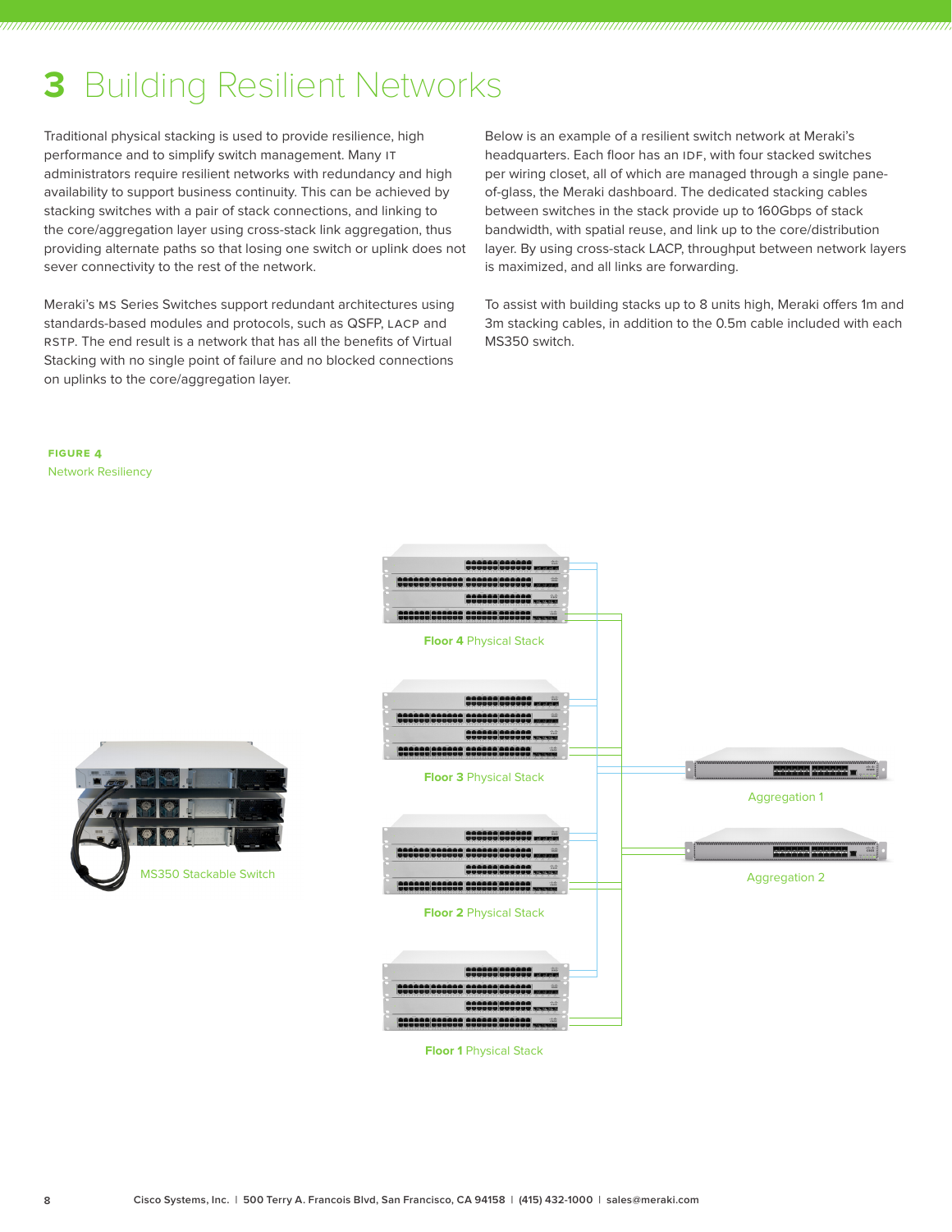# 3 Building Resilient Networks

Traditional physical stacking is used to provide resilience, high performance and to simplify switch management. Many IT administrators require resilient networks with redundancy and high availability to support business continuity. This can be achieved by stacking switches with a pair of stack connections, and linking to the core/aggregation layer using cross-stack link aggregation, thus providing alternate paths so that losing one switch or uplink does not sever connectivity to the rest of the network.

Meraki's MS Series Switches support redundant architectures using standards-based modules and protocols, such as QSFP, LACP and RSTP. The end result is a network that has all the benefits of Virtual Stacking with no single point of failure and no blocked connections on uplinks to the core/aggregation layer.

Below is an example of a resilient switch network at Meraki's headquarters. Each floor has an IDF, with four stacked switches per wiring closet, all of which are managed through a single pane-of-glass, the Meraki dashboard. The dedicated stacking cables between switches in the stack provide up to 160Gbps of stack bandwidth, with spatial reuse, and link up to the core/distribution layer. By using cross-stack LACP, throughput between network layers is maximized, and all links are forwarding.

To assist with building stacks up to 8 units high, Meraki offers 1m and 3m stacking cables, in addition to the 0.5m cable included with each MS350 switch.

**FIGURE 4**
Network Resiliency

MS350 Stackable Switch

**Floor 4** Physical Stack

**Floor 3** Physical Stack

**Floor 2** Physical Stack

**Floor 1** Physical Stack

Aggregation 1

Aggregation 2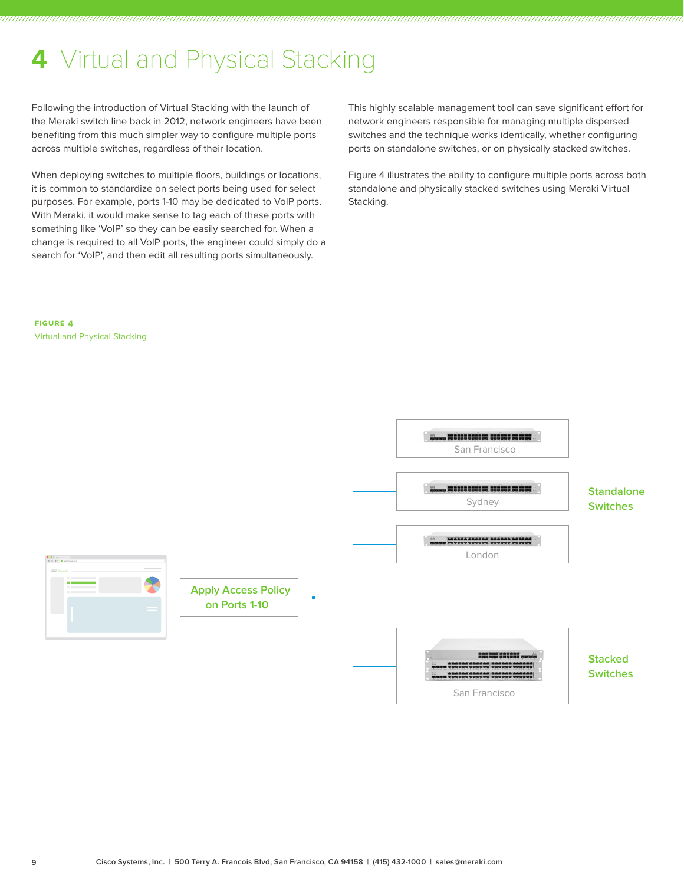# 4 Virtual and Physical Stacking

Following the introduction of Virtual Stacking with the launch of the Meraki switch line back in 2012, network engineers have been benefiting from this much simpler way to configure multiple ports across multiple switches, regardless of their location.

When deploying switches to multiple floors, buildings or locations, it is common to standardize on select ports being used for select purposes. For example, ports 1-10 may be dedicated to VoIP ports. With Meraki, it would make sense to tag each of these ports with something like 'VoIP' so they can be easily searched for. When a change is required to all VoIP ports, the engineer could simply do a search for 'VoIP', and then edit all resulting ports simultaneously.

This highly scalable management tool can save significant effort for network engineers responsible for managing multiple dispersed switches and the technique works identically, whether configuring ports on standalone switches, or on physically stacked switches.

Figure 4 illustrates the ability to configure multiple ports across both standalone and physically stacked switches using Meraki Virtual Stacking.

**FIGURE 4**
Virtual and Physical Stacking

Apply Access Policy on Ports 1-10

San Francisco

Sydney

London

Standalone Switches

San Francisco

Stacked Switches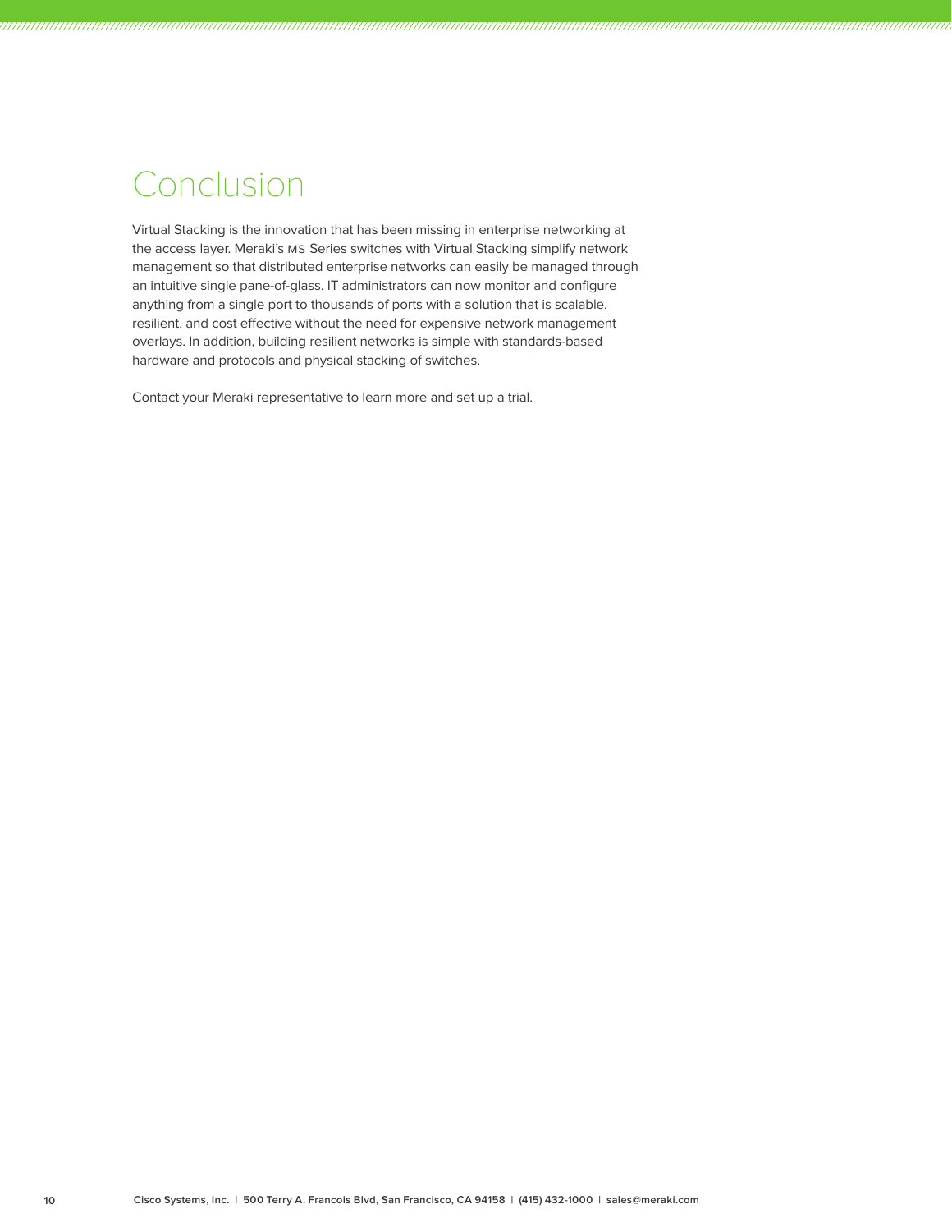# Conclusion

Virtual Stacking is the innovation that has been missing in enterprise networking at the access layer. Meraki's MS Series switches with Virtual Stacking simplify network management so that distributed enterprise networks can easily be managed through an intuitive single pane-of-glass. IT administrators can now monitor and configure anything from a single port to thousands of ports with a solution that is scalable, resilient, and cost effective without the need for expensive network management overlays. In addition, building resilient networks is simple with standards-based hardware and protocols and physical stacking of switches.

Contact your Meraki representative to learn more and set up a trial.